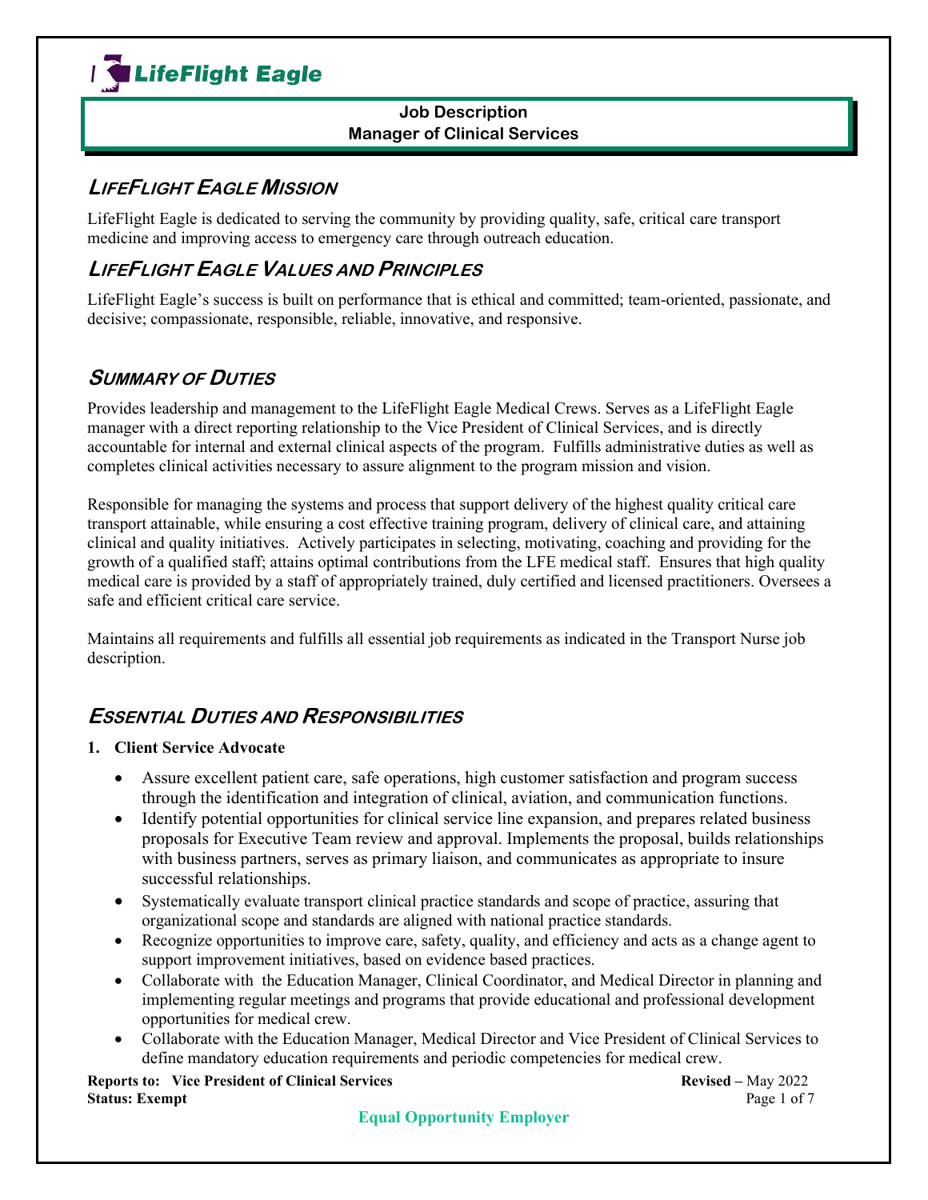LifeFlight Eagle

**Job Description**
**Manager of Clinical Services**

## LifeFlight Eagle Mission

LifeFlight Eagle is dedicated to serving the community by providing quality, safe, critical care transport medicine and improving access to emergency care through outreach education.

## LifeFlight Eagle Values and Principles

LifeFlight Eagle's success is built on performance that is ethical and committed; team-oriented, passionate, and decisive; compassionate, responsible, reliable, innovative, and responsive.

## Summary of Duties

Provides leadership and management to the LifeFlight Eagle Medical Crews. Serves as a LifeFlight Eagle manager with a direct reporting relationship to the Vice President of Clinical Services, and is directly accountable for internal and external clinical aspects of the program. Fulfills administrative duties as well as completes clinical activities necessary to assure alignment to the program mission and vision.

Responsible for managing the systems and process that support delivery of the highest quality critical care transport attainable, while ensuring a cost effective training program, delivery of clinical care, and attaining clinical and quality initiatives. Actively participates in selecting, motivating, coaching and providing for the growth of a qualified staff; attains optimal contributions from the LFE medical staff. Ensures that high quality medical care is provided by a staff of appropriately trained, duly certified and licensed practitioners. Oversees a safe and efficient critical care service.

Maintains all requirements and fulfills all essential job requirements as indicated in the Transport Nurse job description.

## Essential Duties and Responsibilities

**1. Client Service Advocate**

- Assure excellent patient care, safe operations, high customer satisfaction and program success through the identification and integration of clinical, aviation, and communication functions.
- Identify potential opportunities for clinical service line expansion, and prepares related business proposals for Executive Team review and approval. Implements the proposal, builds relationships with business partners, serves as primary liaison, and communicates as appropriate to insure successful relationships.
- Systematically evaluate transport clinical practice standards and scope of practice, assuring that organizational scope and standards are aligned with national practice standards.
- Recognize opportunities to improve care, safety, quality, and efficiency and acts as a change agent to support improvement initiatives, based on evidence based practices.
- Collaborate with the Education Manager, Clinical Coordinator, and Medical Director in planning and implementing regular meetings and programs that provide educational and professional development opportunities for medical crew.
- Collaborate with the Education Manager, Medical Director and Vice President of Clinical Services to define mandatory education requirements and periodic competencies for medical crew.

**Reports to: Vice President of Clinical Services** | **Revised –** May 2022
**Status: Exempt**

Equal Opportunity Employer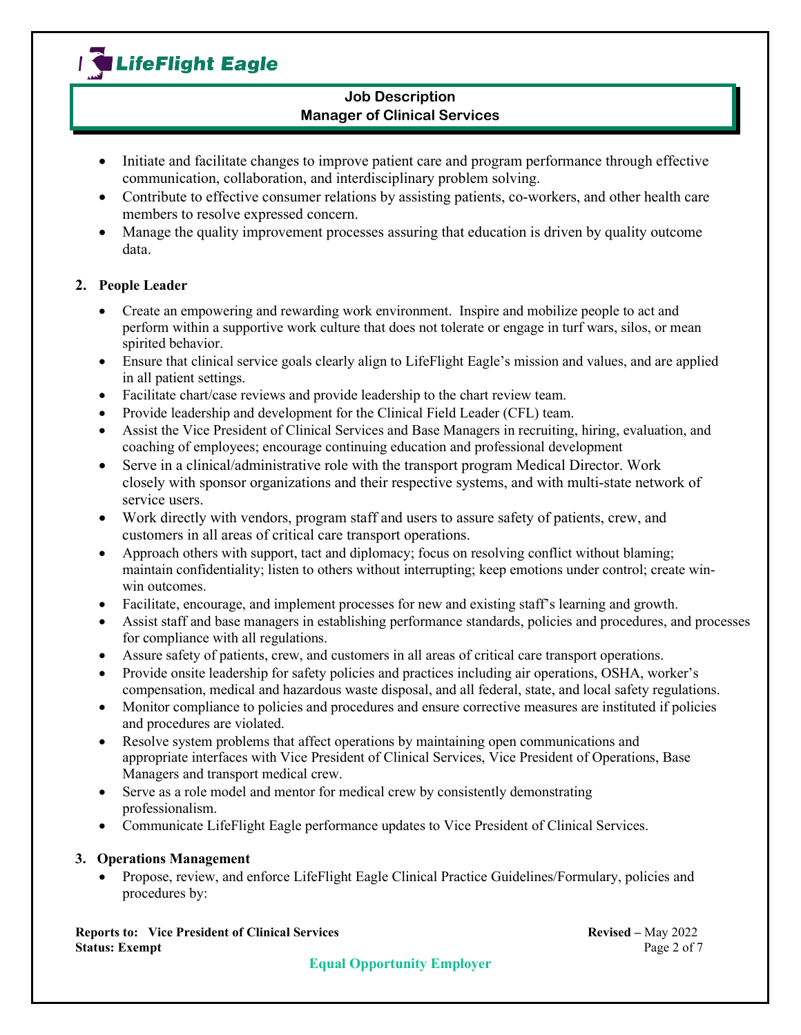- Initiate and facilitate changes to improve patient care and program performance through effective communication, collaboration, and interdisciplinary problem solving.
- Contribute to effective consumer relations by assisting patients, co-workers, and other health care members to resolve expressed concern.
- Manage the quality improvement processes assuring that education is driven by quality outcome data.

**2. People Leader**

- Create an empowering and rewarding work environment. Inspire and mobilize people to act and perform within a supportive work culture that does not tolerate or engage in turf wars, silos, or mean spirited behavior.
- Ensure that clinical service goals clearly align to LifeFlight Eagle's mission and values, and are applied in all patient settings.
- Facilitate chart/case reviews and provide leadership to the chart review team.
- Provide leadership and development for the Clinical Field Leader (CFL) team.
- Assist the Vice President of Clinical Services and Base Managers in recruiting, hiring, evaluation, and coaching of employees; encourage continuing education and professional development
- Serve in a clinical/administrative role with the transport program Medical Director. Work closely with sponsor organizations and their respective systems, and with multi-state network of service users.
- Work directly with vendors, program staff and users to assure safety of patients, crew, and customers in all areas of critical care transport operations.
- Approach others with support, tact and diplomacy; focus on resolving conflict without blaming; maintain confidentiality; listen to others without interrupting; keep emotions under control; create win-win outcomes.
- Facilitate, encourage, and implement processes for new and existing staff's learning and growth.
- Assist staff and base managers in establishing performance standards, policies and procedures, and processes for compliance with all regulations.
- Assure safety of patients, crew, and customers in all areas of critical care transport operations.
- Provide onsite leadership for safety policies and practices including air operations, OSHA, worker's compensation, medical and hazardous waste disposal, and all federal, state, and local safety regulations.
- Monitor compliance to policies and procedures and ensure corrective measures are instituted if policies and procedures are violated.
- Resolve system problems that affect operations by maintaining open communications and appropriate interfaces with Vice President of Clinical Services, Vice President of Operations, Base Managers and transport medical crew.
- Serve as a role model and mentor for medical crew by consistently demonstrating professionalism.
- Communicate LifeFlight Eagle performance updates to Vice President of Clinical Services.

**3. Operations Management**

- Propose, review, and enforce LifeFlight Eagle Clinical Practice Guidelines/Formulary, policies and procedures by: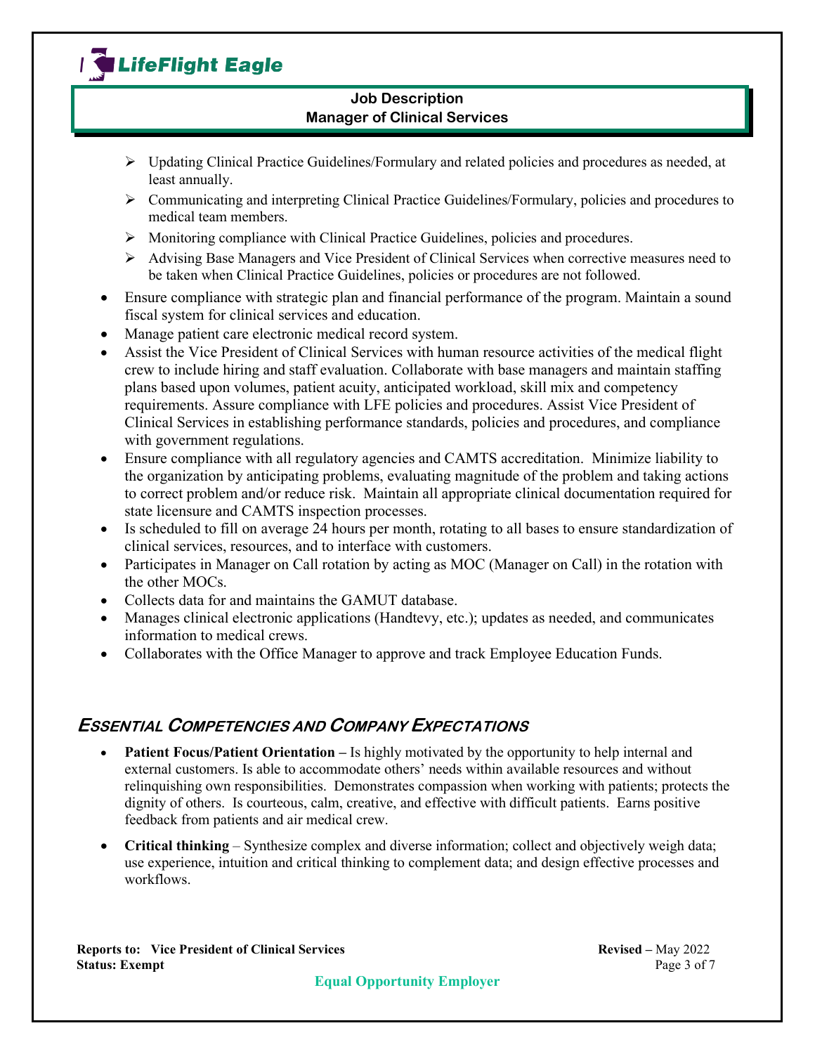- Updating Clinical Practice Guidelines/Formulary and related policies and procedures as needed, at least annually.
  - Communicating and interpreting Clinical Practice Guidelines/Formulary, policies and procedures to medical team members.
  - Monitoring compliance with Clinical Practice Guidelines, policies and procedures.
  - Advising Base Managers and Vice President of Clinical Services when corrective measures need to be taken when Clinical Practice Guidelines, policies or procedures are not followed.
- Ensure compliance with strategic plan and financial performance of the program. Maintain a sound fiscal system for clinical services and education.
- Manage patient care electronic medical record system.
- Assist the Vice President of Clinical Services with human resource activities of the medical flight crew to include hiring and staff evaluation. Collaborate with base managers and maintain staffing plans based upon volumes, patient acuity, anticipated workload, skill mix and competency requirements. Assure compliance with LFE policies and procedures. Assist Vice President of Clinical Services in establishing performance standards, policies and procedures, and compliance with government regulations.
- Ensure compliance with all regulatory agencies and CAMTS accreditation. Minimize liability to the organization by anticipating problems, evaluating magnitude of the problem and taking actions to correct problem and/or reduce risk. Maintain all appropriate clinical documentation required for state licensure and CAMTS inspection processes.
- Is scheduled to fill on average 24 hours per month, rotating to all bases to ensure standardization of clinical services, resources, and to interface with customers.
- Participates in Manager on Call rotation by acting as MOC (Manager on Call) in the rotation with the other MOCs.
- Collects data for and maintains the GAMUT database.
- Manages clinical electronic applications (Handtevy, etc.); updates as needed, and communicates information to medical crews.
- Collaborates with the Office Manager to approve and track Employee Education Funds.

## Essential Competencies and Company Expectations

- **Patient Focus/Patient Orientation –** Is highly motivated by the opportunity to help internal and external customers. Is able to accommodate others' needs within available resources and without relinquishing own responsibilities. Demonstrates compassion when working with patients; protects the dignity of others. Is courteous, calm, creative, and effective with difficult patients. Earns positive feedback from patients and air medical crew.

- **Critical thinking** – Synthesize complex and diverse information; collect and objectively weigh data; use experience, intuition and critical thinking to complement data; and design effective processes and workflows.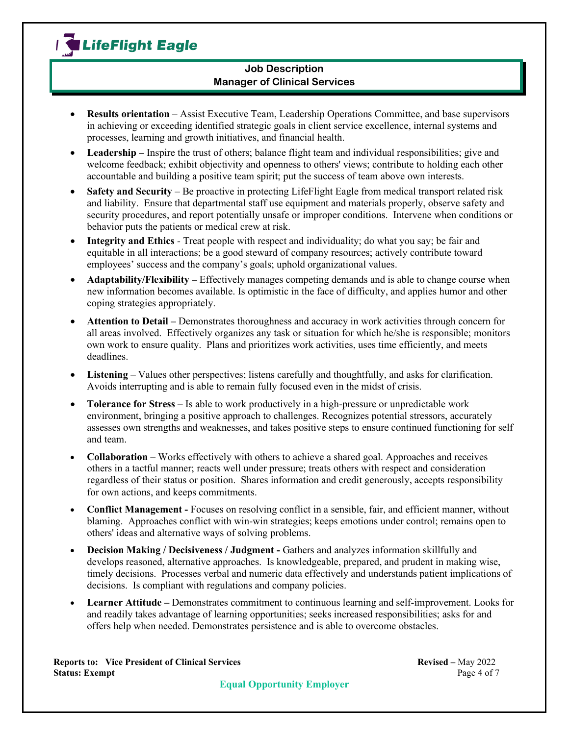- **Results orientation** – Assist Executive Team, Leadership Operations Committee, and base supervisors in achieving or exceeding identified strategic goals in client service excellence, internal systems and processes, learning and growth initiatives, and financial health.
- **Leadership –** Inspire the trust of others; balance flight team and individual responsibilities; give and welcome feedback; exhibit objectivity and openness to others' views; contribute to holding each other accountable and building a positive team spirit; put the success of team above own interests.
- **Safety and Security** – Be proactive in protecting LifeFlight Eagle from medical transport related risk and liability. Ensure that departmental staff use equipment and materials properly, observe safety and security procedures, and report potentially unsafe or improper conditions. Intervene when conditions or behavior puts the patients or medical crew at risk.
- **Integrity and Ethics** - Treat people with respect and individuality; do what you say; be fair and equitable in all interactions; be a good steward of company resources; actively contribute toward employees' success and the company's goals; uphold organizational values.
- **Adaptability/Flexibility –** Effectively manages competing demands and is able to change course when new information becomes available. Is optimistic in the face of difficulty, and applies humor and other coping strategies appropriately.
- **Attention to Detail –** Demonstrates thoroughness and accuracy in work activities through concern for all areas involved. Effectively organizes any task or situation for which he/she is responsible; monitors own work to ensure quality. Plans and prioritizes work activities, uses time efficiently, and meets deadlines.
- **Listening** – Values other perspectives; listens carefully and thoughtfully, and asks for clarification. Avoids interrupting and is able to remain fully focused even in the midst of crisis.
- **Tolerance for Stress –** Is able to work productively in a high-pressure or unpredictable work environment, bringing a positive approach to challenges. Recognizes potential stressors, accurately assesses own strengths and weaknesses, and takes positive steps to ensure continued functioning for self and team.
- **Collaboration –** Works effectively with others to achieve a shared goal. Approaches and receives others in a tactful manner; reacts well under pressure; treats others with respect and consideration regardless of their status or position. Shares information and credit generously, accepts responsibility for own actions, and keeps commitments.
- **Conflict Management -** Focuses on resolving conflict in a sensible, fair, and efficient manner, without blaming. Approaches conflict with win-win strategies; keeps emotions under control; remains open to others' ideas and alternative ways of solving problems.
- **Decision Making / Decisiveness / Judgment -** Gathers and analyzes information skillfully and develops reasoned, alternative approaches. Is knowledgeable, prepared, and prudent in making wise, timely decisions. Processes verbal and numeric data effectively and understands patient implications of decisions. Is compliant with regulations and company policies.
- **Learner Attitude –** Demonstrates commitment to continuous learning and self-improvement. Looks for and readily takes advantage of learning opportunities; seeks increased responsibilities; asks for and offers help when needed. Demonstrates persistence and is able to overcome obstacles.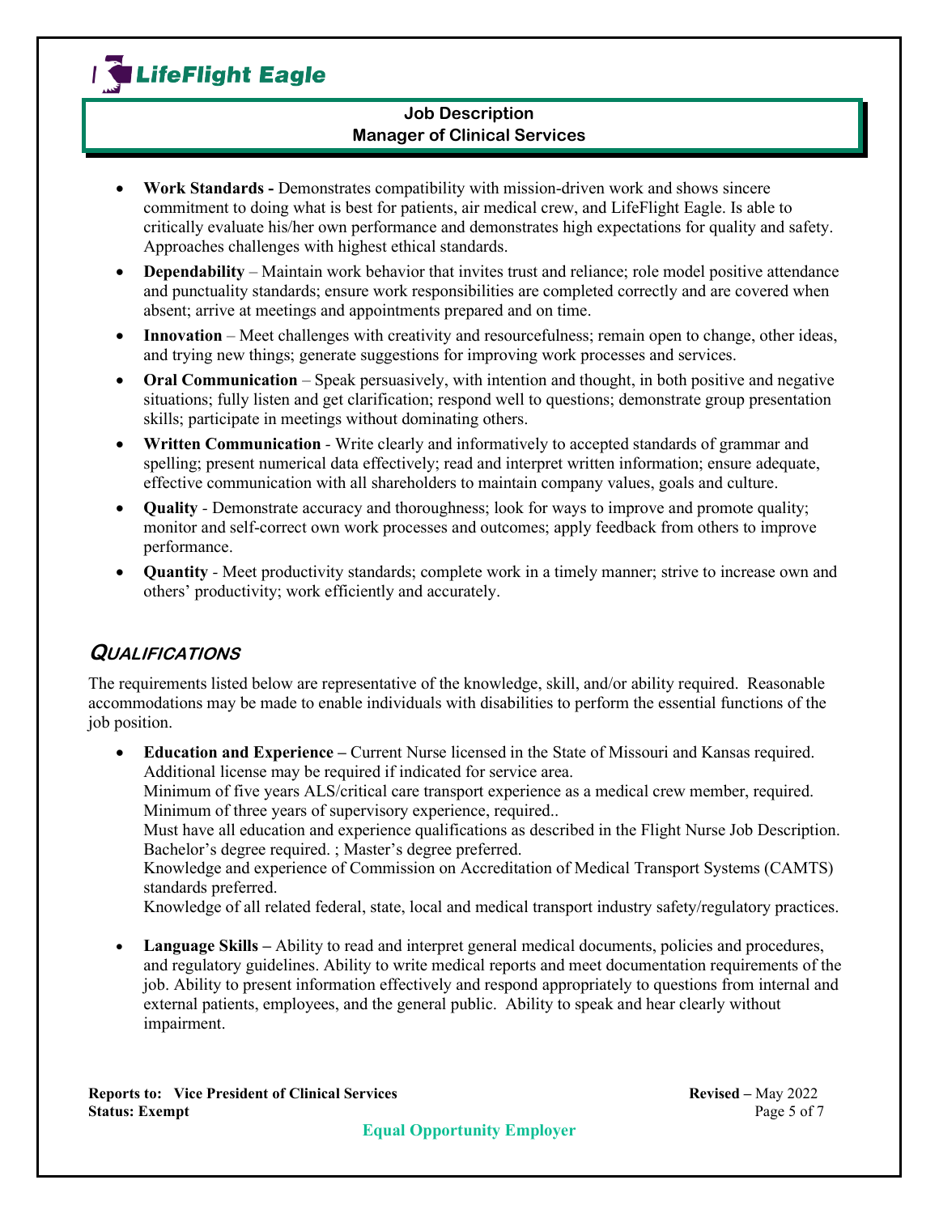- **Work Standards -** Demonstrates compatibility with mission-driven work and shows sincere commitment to doing what is best for patients, air medical crew, and LifeFlight Eagle. Is able to critically evaluate his/her own performance and demonstrates high expectations for quality and safety. Approaches challenges with highest ethical standards.
- **Dependability** – Maintain work behavior that invites trust and reliance; role model positive attendance and punctuality standards; ensure work responsibilities are completed correctly and are covered when absent; arrive at meetings and appointments prepared and on time.
- **Innovation** – Meet challenges with creativity and resourcefulness; remain open to change, other ideas, and trying new things; generate suggestions for improving work processes and services.
- **Oral Communication** – Speak persuasively, with intention and thought, in both positive and negative situations; fully listen and get clarification; respond well to questions; demonstrate group presentation skills; participate in meetings without dominating others.
- **Written Communication** - Write clearly and informatively to accepted standards of grammar and spelling; present numerical data effectively; read and interpret written information; ensure adequate, effective communication with all shareholders to maintain company values, goals and culture.
- **Quality** - Demonstrate accuracy and thoroughness; look for ways to improve and promote quality; monitor and self-correct own work processes and outcomes; apply feedback from others to improve performance.
- **Quantity** - Meet productivity standards; complete work in a timely manner; strive to increase own and others' productivity; work efficiently and accurately.

## QUALIFICATIONS

The requirements listed below are representative of the knowledge, skill, and/or ability required. Reasonable accommodations may be made to enable individuals with disabilities to perform the essential functions of the job position.

- **Education and Experience –** Current Nurse licensed in the State of Missouri and Kansas required. Additional license may be required if indicated for service area.
  Minimum of five years ALS/critical care transport experience as a medical crew member, required.
  Minimum of three years of supervisory experience, required..
  Must have all education and experience qualifications as described in the Flight Nurse Job Description.
  Bachelor's degree required. ; Master's degree preferred.
  Knowledge and experience of Commission on Accreditation of Medical Transport Systems (CAMTS) standards preferred.
  Knowledge of all related federal, state, local and medical transport industry safety/regulatory practices.

- **Language Skills –** Ability to read and interpret general medical documents, policies and procedures, and regulatory guidelines. Ability to write medical reports and meet documentation requirements of the job. Ability to present information effectively and respond appropriately to questions from internal and external patients, employees, and the general public. Ability to speak and hear clearly without impairment.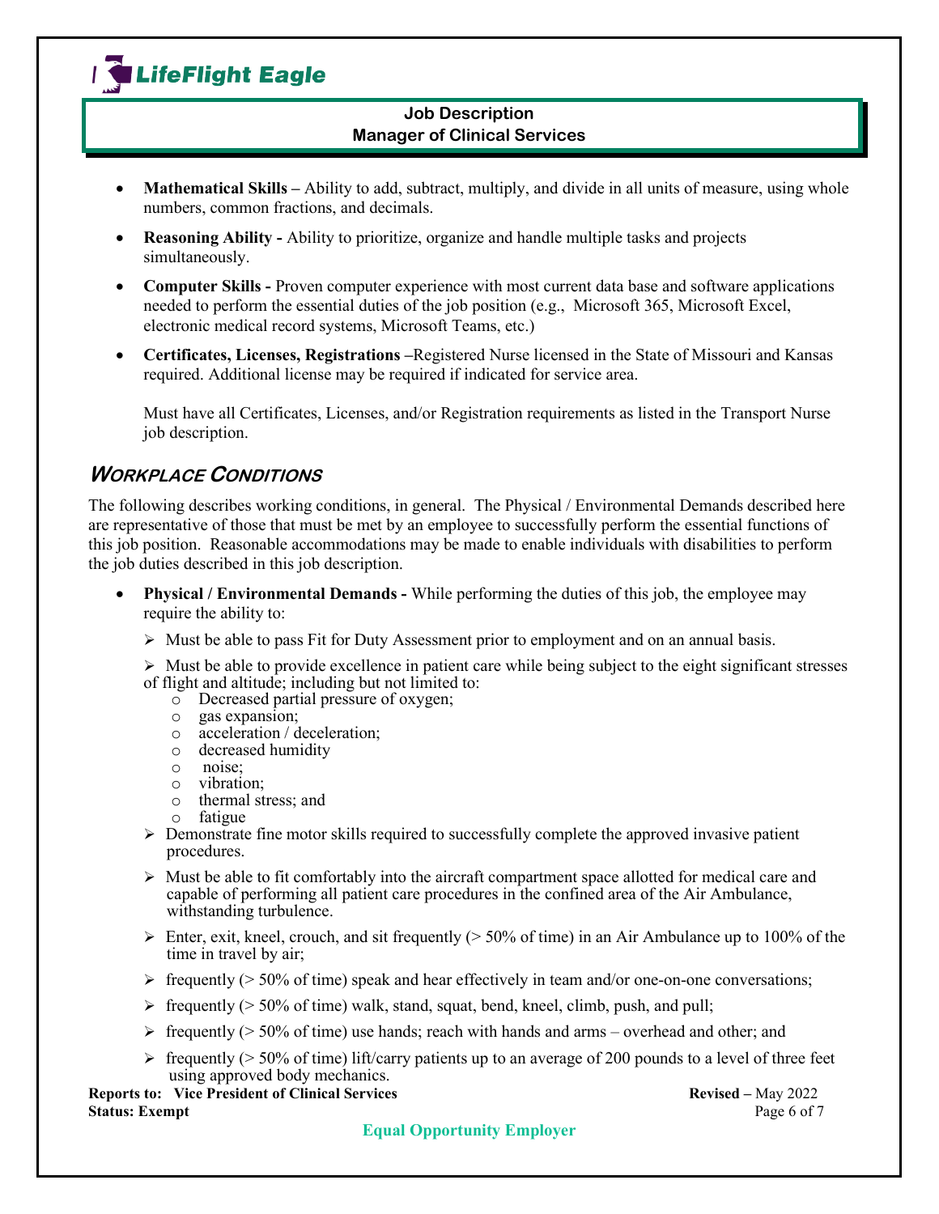- **Mathematical Skills –** Ability to add, subtract, multiply, and divide in all units of measure, using whole numbers, common fractions, and decimals.
- **Reasoning Ability -** Ability to prioritize, organize and handle multiple tasks and projects simultaneously.
- **Computer Skills -** Proven computer experience with most current data base and software applications needed to perform the essential duties of the job position (e.g., Microsoft 365, Microsoft Excel, electronic medical record systems, Microsoft Teams, etc.)
- **Certificates, Licenses, Registrations –**Registered Nurse licensed in the State of Missouri and Kansas required. Additional license may be required if indicated for service area.

  Must have all Certificates, Licenses, and/or Registration requirements as listed in the Transport Nurse job description.

## *WORKPLACE CONDITIONS*

The following describes working conditions, in general. The Physical / Environmental Demands described here are representative of those that must be met by an employee to successfully perform the essential functions of this job position. Reasonable accommodations may be made to enable individuals with disabilities to perform the job duties described in this job description.

- **Physical / Environmental Demands -** While performing the duties of this job, the employee may require the ability to:
  - Must be able to pass Fit for Duty Assessment prior to employment and on an annual basis.
  - Must be able to provide excellence in patient care while being subject to the eight significant stresses of flight and altitude; including but not limited to:
    - Decreased partial pressure of oxygen;
    - gas expansion;
    - acceleration / deceleration;
    - decreased humidity
    - noise;
    - vibration;
    - thermal stress; and
    - fatigue
  - Demonstrate fine motor skills required to successfully complete the approved invasive patient procedures.
  - Must be able to fit comfortably into the aircraft compartment space allotted for medical care and capable of performing all patient care procedures in the confined area of the Air Ambulance, withstanding turbulence.
  - Enter, exit, kneel, crouch, and sit frequently (> 50% of time) in an Air Ambulance up to 100% of the time in travel by air;
  - frequently (> 50% of time) speak and hear effectively in team and/or one-on-one conversations;
  - frequently (> 50% of time) walk, stand, squat, bend, kneel, climb, push, and pull;
  - frequently (> 50% of time) use hands; reach with hands and arms – overhead and other; and
  - frequently (> 50% of time) lift/carry patients up to an average of 200 pounds to a level of three feet using approved body mechanics.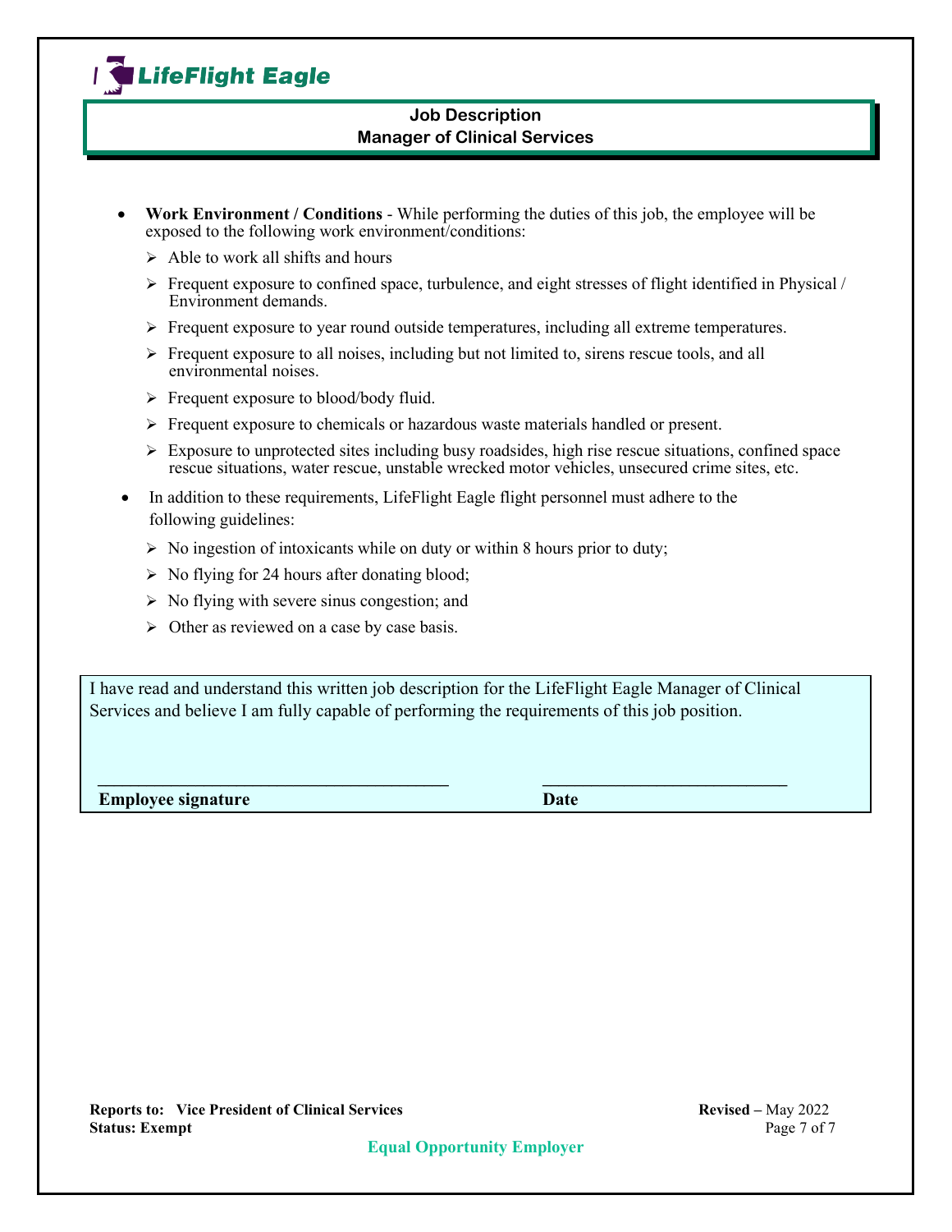# Job Description
## Manager of Clinical Services

- **Work Environment / Conditions** - While performing the duties of this job, the employee will be exposed to the following work environment/conditions:
  - Able to work all shifts and hours
  - Frequent exposure to confined space, turbulence, and eight stresses of flight identified in Physical / Environment demands.
  - Frequent exposure to year round outside temperatures, including all extreme temperatures.
  - Frequent exposure to all noises, including but not limited to, sirens rescue tools, and all environmental noises.
  - Frequent exposure to blood/body fluid.
  - Frequent exposure to chemicals or hazardous waste materials handled or present.
  - Exposure to unprotected sites including busy roadsides, high rise rescue situations, confined space rescue situations, water rescue, unstable wrecked motor vehicles, unsecured crime sites, etc.
- In addition to these requirements, LifeFlight Eagle flight personnel must adhere to the following guidelines:
  - No ingestion of intoxicants while on duty or within 8 hours prior to duty;
  - No flying for 24 hours after donating blood;
  - No flying with severe sinus congestion; and
  - Other as reviewed on a case by case basis.

I have read and understand this written job description for the LifeFlight Eagle Manager of Clinical Services and believe I am fully capable of performing the requirements of this job position.

_______________________________________ &nbsp;&nbsp;&nbsp;&nbsp; ___________________________

**Employee signature** &nbsp;&nbsp;&nbsp;&nbsp; **Date**

**Reports to: Vice President of Clinical Services**

**Status: Exempt**

**Revised –** May 2022

Equal Opportunity Employer